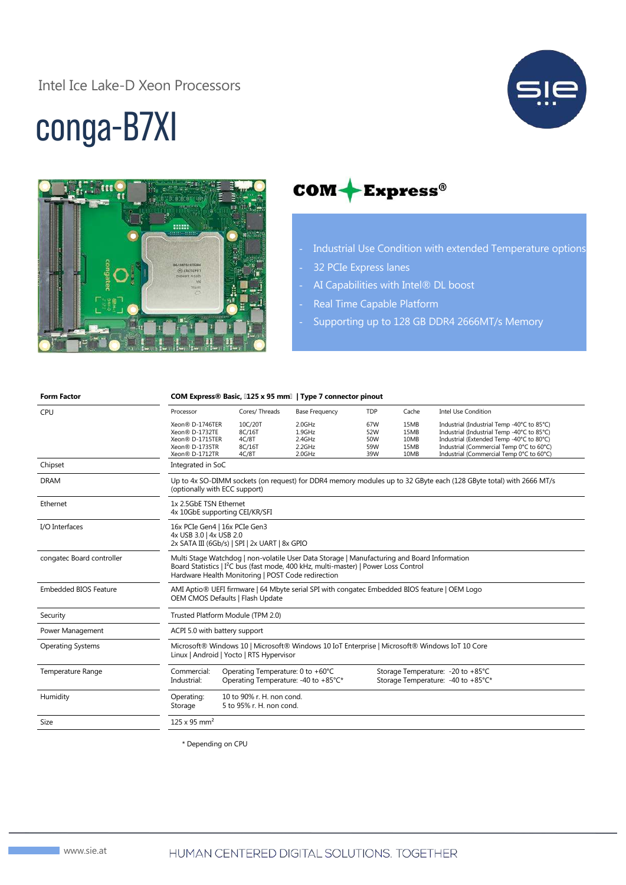Intel Ice Lake-D Xeon Processors

# conga-B7XI

COM Express®

- Industrial Use Condition with extended Temperature options
- 32 PCIe Express lanes
- AI Capabilities with Intel® DL boost
- Real Time Capable Platform
- Supporting up to 128 GB DDR4 2666MT/s Memory

| **Form Factor** | **COM Express® Basic, 125 x 95 mm | Type 7 connector pinout** | | | | | |
|---|---|---|---|---|---|---|
| CPU | Processor | Cores/ Threads | Base Frequency | TDP | Cache | Intel Use Condition |
| | Xeon® D-1746TER<br>Xeon® D-1732TE<br>Xeon® D-1715TER<br>Xeon® D-1735TR<br>Xeon® D-1712TR | 10C/20T<br>8C/16T<br>4C/8T<br>8C/16T<br>4C/8T | 2.0GHz<br>1.9GHz<br>2.4GHz<br>2.2GHz<br>2.0GHz | 67W<br>52W<br>50W<br>59W<br>39W | 15MB<br>15MB<br>10MB<br>15MB<br>10MB | Industrial (Industrial Temp -40°C to 85°C)<br>Industrial (Industrial Temp -40°C to 85°C)<br>Industrial (Extended Temp -40°C to 80°C)<br>Industrial (Commercial Temp 0°C to 60°C)<br>Industrial (Commercial Temp 0°C to 60°C) |
| Chipset | Integrated in SoC | | | | | |
| DRAM | Up to 4x SO-DIMM sockets (on request) for DDR4 memory modules up to 32 GByte each (128 GByte total) with 2666 MT/s (optionally with ECC support) | | | | | |
| Ethernet | 1x 2.5GbE TSN Ethernet<br>4x 10GbE supporting CEI/KR/SFI | | | | | |
| I/O Interfaces | 16x PCIe Gen4 | 16x PCIe Gen3<br>4x USB 3.0 | 4x USB 2.0<br>2x SATA III (6Gb/s) | SPI | 2x UART | 8x GPIO | | | | | |
| congatec Board controller | Multi Stage Watchdog | non-volatile User Data Storage | Manufacturing and Board Information<br>Board Statistics | I²C bus (fast mode, 400 kHz, multi-master) | Power Loss Control<br>Hardware Health Monitoring | POST Code redirection | | | | | |
| Embedded BIOS Feature | AMI Aptio® UEFI firmware | 64 Mbyte serial SPI with congatec Embedded BIOS feature | OEM Logo<br>OEM CMOS Defaults | Flash Update | | | | | |
| Security | Trusted Platform Module (TPM 2.0) | | | | | |
| Power Management | ACPI 5.0 with battery support | | | | | |
| Operating Systems | Microsoft® Windows 10 | Microsoft® Windows 10 IoT Enterprise | Microsoft® Windows IoT 10 Core<br>Linux | Android | Yocto | RTS Hypervisor | | | | | |
| Temperature Range | Commercial: Operating Temperature: 0 to +60°C &nbsp; Storage Temperature: -20 to +85°C<br>Industrial: Operating Temperature: -40 to +85°C* &nbsp; Storage Temperature: -40 to +85°C* | | | | | |
| Humidity | Operating: 10 to 90% r. H. non cond.<br>Storage 5 to 95% r. H. non cond. | | | | | |
| Size | 125 x 95 mm² | | | | | |

\* Depending on CPU

www.sie.at

HUMAN CENTERED DIGITAL SOLUTIONS. TOGETHER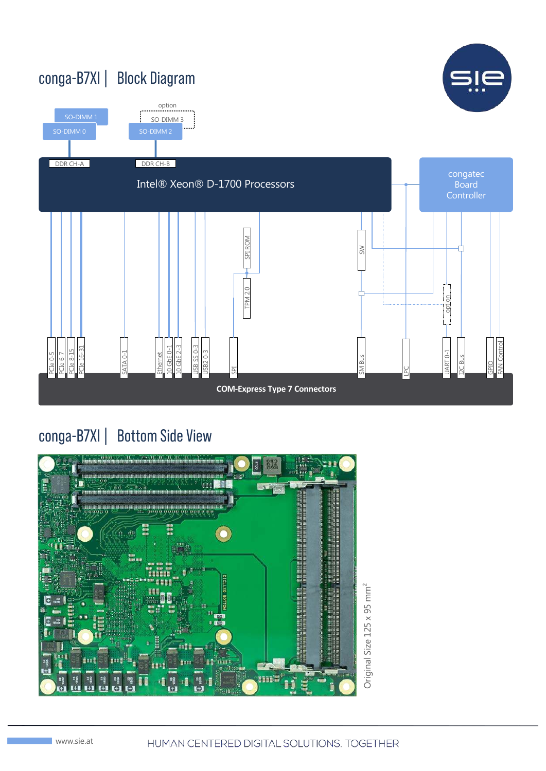## conga-B7XI | Block Diagram

option

SO-DIMM 1

SO-DIMM 0

SO-DIMM 3

SO-DIMM 2

DDR CH-A

DDR CH-B

Intel® Xeon® D-1700 Processors

congatec Board Controller

SPI ROM

TPM 2.0

SW

option

PCIe 0-5 | PCIe 6-7 | PCIe 8-15 | PCIe 16-31 | SATA 0-1 | Ethernet | 10 GbE 0-1 | 10 GbE 2-3 | USB SS 0-3 | USB2 0-3 | SPI | SM Bus | LPC | UART 0-1 | I2C Bus | GPIO | FAN Control

**COM-Express Type 7 Connectors**

## conga-B7XI | Bottom Side View

Original Size 125 x 95 mm²

www.sie.at

HUMAN CENTERED DIGITAL SOLUTIONS. TOGETHER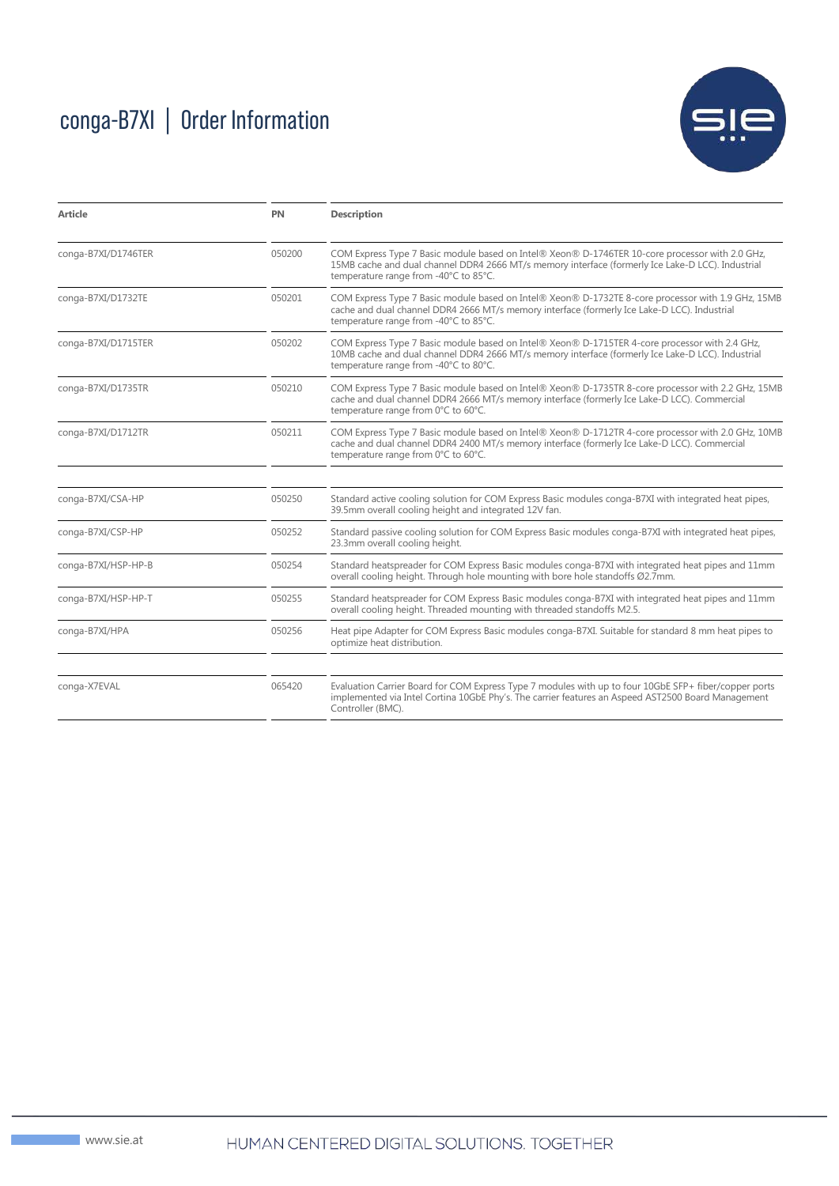# conga-B7XI | Order Information

| Article | PN | Description |
|---|---|---|
| conga-B7XI/D1746TER | 050200 | COM Express Type 7 Basic module based on Intel® Xeon® D-1746TER 10-core processor with 2.0 GHz, 15MB cache and dual channel DDR4 2666 MT/s memory interface (formerly Ice Lake-D LCC). Industrial temperature range from -40°C to 85°C. |
| conga-B7XI/D1732TE | 050201 | COM Express Type 7 Basic module based on Intel® Xeon® D-1732TE 8-core processor with 1.9 GHz, 15MB cache and dual channel DDR4 2666 MT/s memory interface (formerly Ice Lake-D LCC). Industrial temperature range from -40°C to 85°C. |
| conga-B7XI/D1715TER | 050202 | COM Express Type 7 Basic module based on Intel® Xeon® D-1715TER 4-core processor with 2.4 GHz, 10MB cache and dual channel DDR4 2666 MT/s memory interface (formerly Ice Lake-D LCC). Industrial temperature range from -40°C to 80°C. |
| conga-B7XI/D1735TR | 050210 | COM Express Type 7 Basic module based on Intel® Xeon® D-1735TR 8-core processor with 2.2 GHz, 15MB cache and dual channel DDR4 2666 MT/s memory interface (formerly Ice Lake-D LCC). Commercial temperature range from 0°C to 60°C. |
| conga-B7XI/D1712TR | 050211 | COM Express Type 7 Basic module based on Intel® Xeon® D-1712TR 4-core processor with 2.0 GHz, 10MB cache and dual channel DDR4 2400 MT/s memory interface (formerly Ice Lake-D LCC). Commercial temperature range from 0°C to 60°C. |
| | | |
| conga-B7XI/CSA-HP | 050250 | Standard active cooling solution for COM Express Basic modules conga-B7XI with integrated heat pipes, 39.5mm overall cooling height and integrated 12V fan. |
| conga-B7XI/CSP-HP | 050252 | Standard passive cooling solution for COM Express Basic modules conga-B7XI with integrated heat pipes, 23.3mm overall cooling height. |
| conga-B7XI/HSP-HP-B | 050254 | Standard heatspreader for COM Express Basic modules conga-B7XI with integrated heat pipes and 11mm overall cooling height. Through hole mounting with bore hole standoffs Ø2.7mm. |
| conga-B7XI/HSP-HP-T | 050255 | Standard heatspreader for COM Express Basic modules conga-B7XI with integrated heat pipes and 11mm overall cooling height. Threaded mounting with threaded standoffs M2.5. |
| conga-B7XI/HPA | 050256 | Heat pipe Adapter for COM Express Basic modules conga-B7XI. Suitable for standard 8 mm heat pipes to optimize heat distribution. |
| | | |
| conga-X7EVAL | 065420 | Evaluation Carrier Board for COM Express Type 7 modules with up to four 10GbE SFP+ fiber/copper ports implemented via Intel Cortina 10GbE Phy's. The carrier features an Aspeed AST2500 Board Management Controller (BMC). |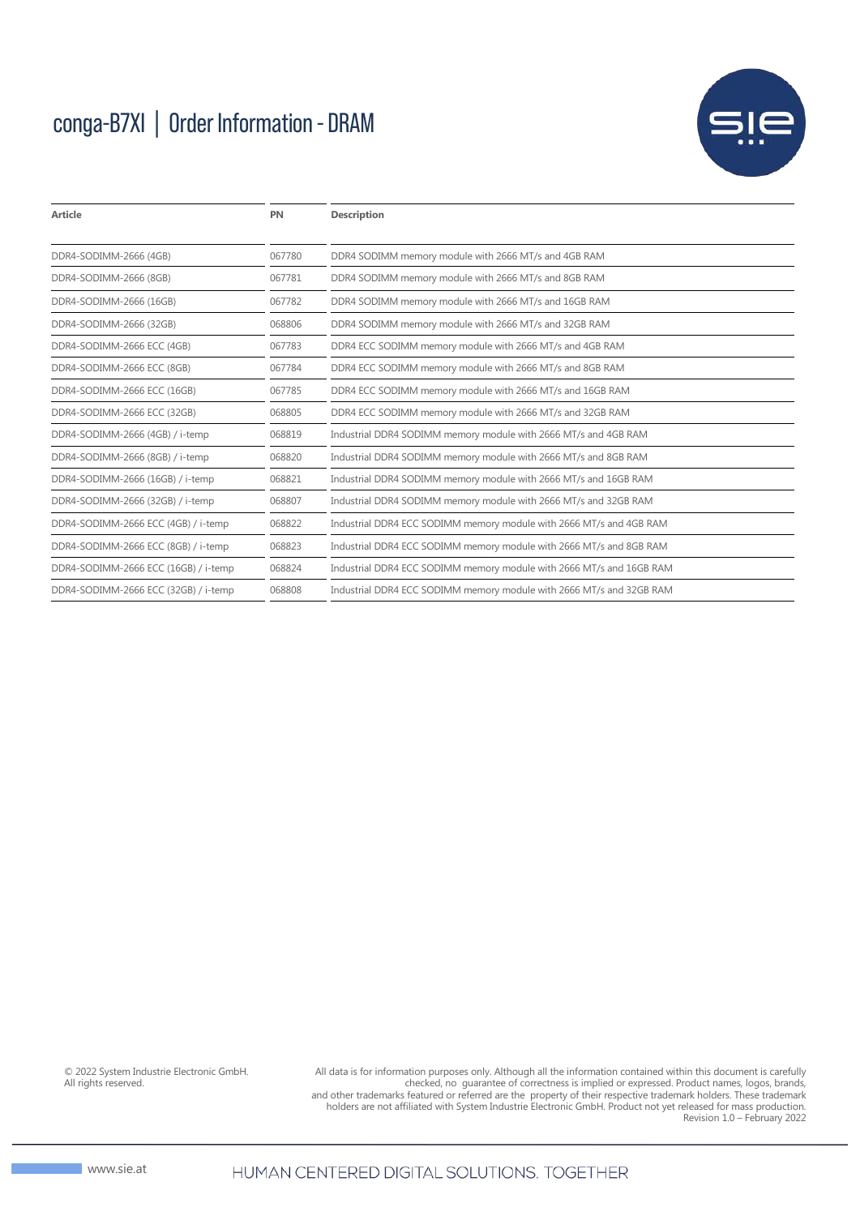# conga-B7XI | Order Information - DRAM

| Article | PN | Description |
|---|---|---|
| DDR4-SODIMM-2666 (4GB) | 067780 | DDR4 SODIMM memory module with 2666 MT/s and 4GB RAM |
| DDR4-SODIMM-2666 (8GB) | 067781 | DDR4 SODIMM memory module with 2666 MT/s and 8GB RAM |
| DDR4-SODIMM-2666 (16GB) | 067782 | DDR4 SODIMM memory module with 2666 MT/s and 16GB RAM |
| DDR4-SODIMM-2666 (32GB) | 068806 | DDR4 SODIMM memory module with 2666 MT/s and 32GB RAM |
| DDR4-SODIMM-2666 ECC (4GB) | 067783 | DDR4 ECC SODIMM memory module with 2666 MT/s and 4GB RAM |
| DDR4-SODIMM-2666 ECC (8GB) | 067784 | DDR4 ECC SODIMM memory module with 2666 MT/s and 8GB RAM |
| DDR4-SODIMM-2666 ECC (16GB) | 067785 | DDR4 ECC SODIMM memory module with 2666 MT/s and 16GB RAM |
| DDR4-SODIMM-2666 ECC (32GB) | 068805 | DDR4 ECC SODIMM memory module with 2666 MT/s and 32GB RAM |
| DDR4-SODIMM-2666 (4GB) / i-temp | 068819 | Industrial DDR4 SODIMM memory module with 2666 MT/s and 4GB RAM |
| DDR4-SODIMM-2666 (8GB) / i-temp | 068820 | Industrial DDR4 SODIMM memory module with 2666 MT/s and 8GB RAM |
| DDR4-SODIMM-2666 (16GB) / i-temp | 068821 | Industrial DDR4 SODIMM memory module with 2666 MT/s and 16GB RAM |
| DDR4-SODIMM-2666 (32GB) / i-temp | 068807 | Industrial DDR4 SODIMM memory module with 2666 MT/s and 32GB RAM |
| DDR4-SODIMM-2666 ECC (4GB) / i-temp | 068822 | Industrial DDR4 ECC SODIMM memory module with 2666 MT/s and 4GB RAM |
| DDR4-SODIMM-2666 ECC (8GB) / i-temp | 068823 | Industrial DDR4 ECC SODIMM memory module with 2666 MT/s and 8GB RAM |
| DDR4-SODIMM-2666 ECC (16GB) / i-temp | 068824 | Industrial DDR4 ECC SODIMM memory module with 2666 MT/s and 16GB RAM |
| DDR4-SODIMM-2666 ECC (32GB) / i-temp | 068808 | Industrial DDR4 ECC SODIMM memory module with 2666 MT/s and 32GB RAM |

© 2022 System Industrie Electronic GmbH.
All rights reserved.

All data is for information purposes only. Although all the information contained within this document is carefully checked, no guarantee of correctness is implied or expressed. Product names, logos, brands, and other trademarks featured or referred are the property of their respective trademark holders. These trademark holders are not affiliated with System Industrie Electronic GmbH. Product not yet released for mass production. Revision 1.0 – February 2022